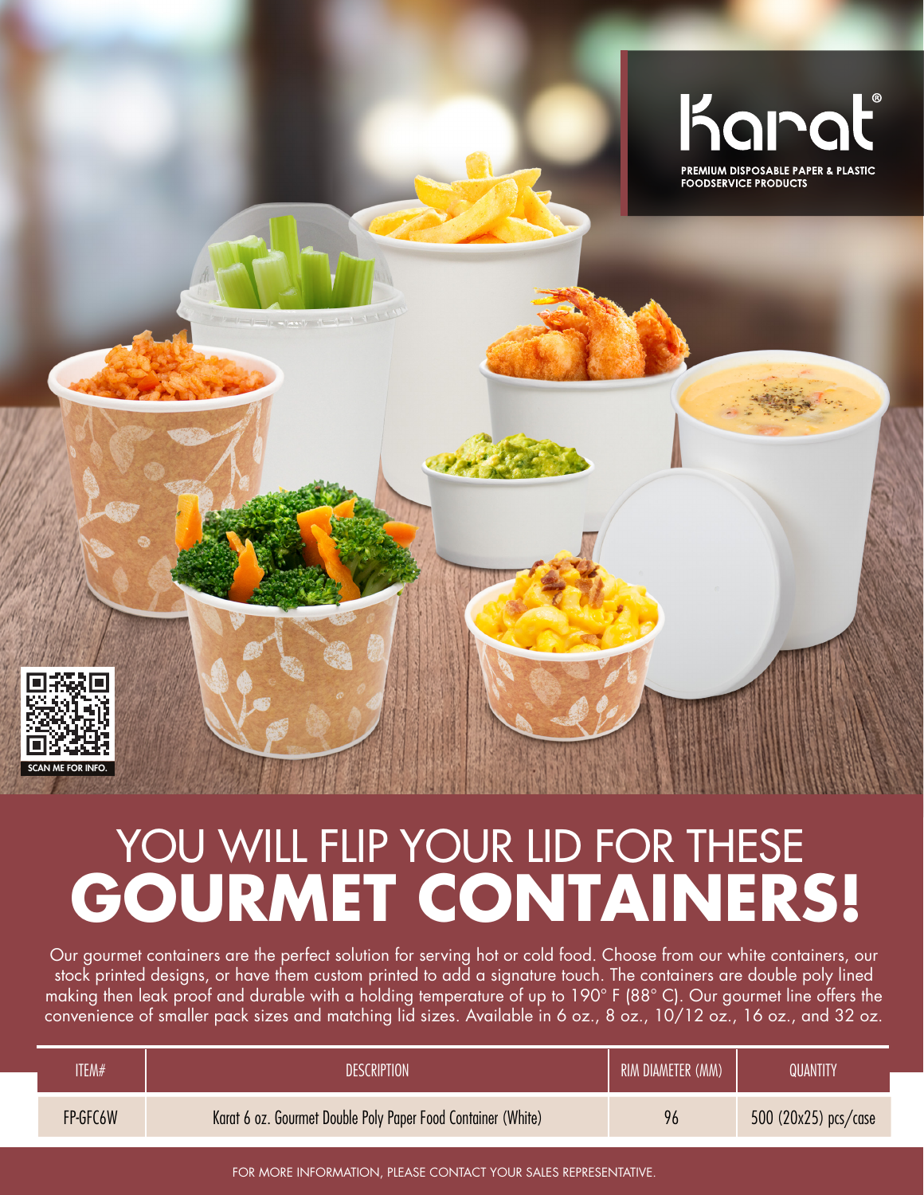Karat®

PREMIUM DISPOSABLE PAPER & PLASTIC FOODSERVICE PRODUCTS

SCAN ME FOR INFO.

# YOU WILL FLIP YOUR LID FOR THESE **GOURMET CONTAINERS!**

Our gourmet containers are the perfect solution for serving hot or cold food. Choose from our white containers, our stock printed designs, or have them custom printed to add a signature touch. The containers are double poly lined making then leak proof and durable with a holding temperature of up to 190° F (88° C). Our gourmet line offers the convenience of smaller pack sizes and matching lid sizes. Available in 6 oz., 8 oz., 10/12 oz., 16 oz., and 32 oz.

| ITEM# | DESCRIPTION | RIM DIAMETER (MM) | QUANTITY |
|---|---|---|---|
| FP-GFC6W | Karat 6 oz. Gourmet Double Poly Paper Food Container (White) | 96 | 500 (20x25) pcs/case |

FOR MORE INFORMATION, PLEASE CONTACT YOUR SALES REPRESENTATIVE.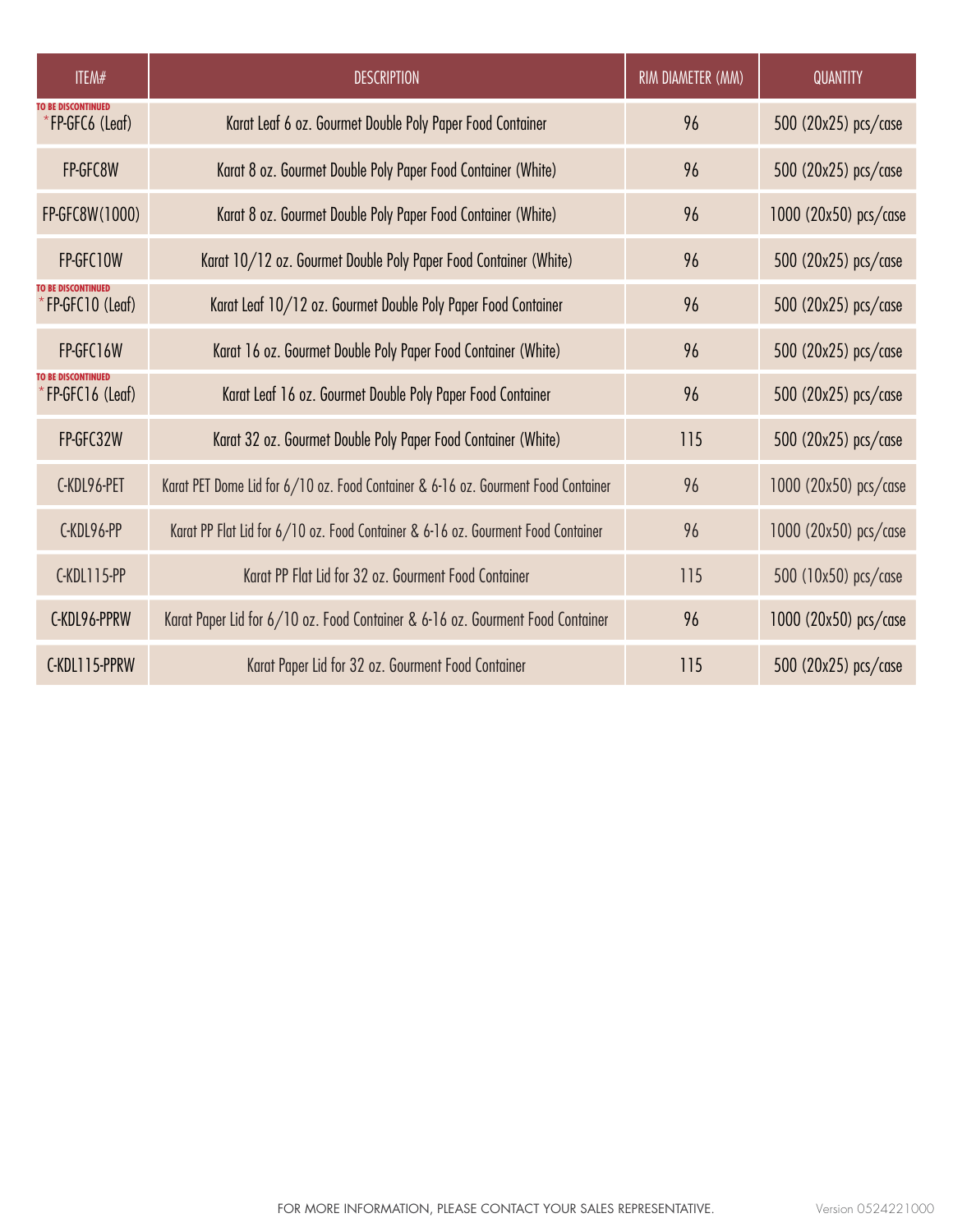| ITEM# | DESCRIPTION | RIM DIAMETER (MM) | QUANTITY |
| --- | --- | --- | --- |
| TO BE DISCONTINUED *FP-GFC6 (Leaf) | Karat Leaf 6 oz. Gourmet Double Poly Paper Food Container | 96 | 500 (20x25) pcs/case |
| FP-GFC8W | Karat 8 oz. Gourmet Double Poly Paper Food Container (White) | 96 | 500 (20x25) pcs/case |
| FP-GFC8W(1000) | Karat 8 oz. Gourmet Double Poly Paper Food Container (White) | 96 | 1000 (20x50) pcs/case |
| FP-GFC10W | Karat 10/12 oz. Gourmet Double Poly Paper Food Container (White) | 96 | 500 (20x25) pcs/case |
| TO BE DISCONTINUED *FP-GFC10 (Leaf) | Karat Leaf 10/12 oz. Gourmet Double Poly Paper Food Container | 96 | 500 (20x25) pcs/case |
| FP-GFC16W | Karat 16 oz. Gourmet Double Poly Paper Food Container (White) | 96 | 500 (20x25) pcs/case |
| TO BE DISCONTINUED *FP-GFC16 (Leaf) | Karat Leaf 16 oz. Gourmet Double Poly Paper Food Container | 96 | 500 (20x25) pcs/case |
| FP-GFC32W | Karat 32 oz. Gourmet Double Poly Paper Food Container (White) | 115 | 500 (20x25) pcs/case |
| C-KDL96-PET | Karat PET Dome Lid for 6/10 oz. Food Container & 6-16 oz. Gourment Food Container | 96 | 1000 (20x50) pcs/case |
| C-KDL96-PP | Karat PP Flat Lid for 6/10 oz. Food Container & 6-16 oz. Gourment Food Container | 96 | 1000 (20x50) pcs/case |
| C-KDL115-PP | Karat PP Flat Lid for 32 oz. Gourment Food Container | 115 | 500 (10x50) pcs/case |
| C-KDL96-PPRW | Karat Paper Lid for 6/10 oz. Food Container & 6-16 oz. Gourment Food Container | 96 | 1000 (20x50) pcs/case |
| C-KDL115-PPRW | Karat Paper Lid for 32 oz. Gourment Food Container | 115 | 500 (20x25) pcs/case |

FOR MORE INFORMATION, PLEASE CONTACT YOUR SALES REPRESENTATIVE.

Version 0524221000